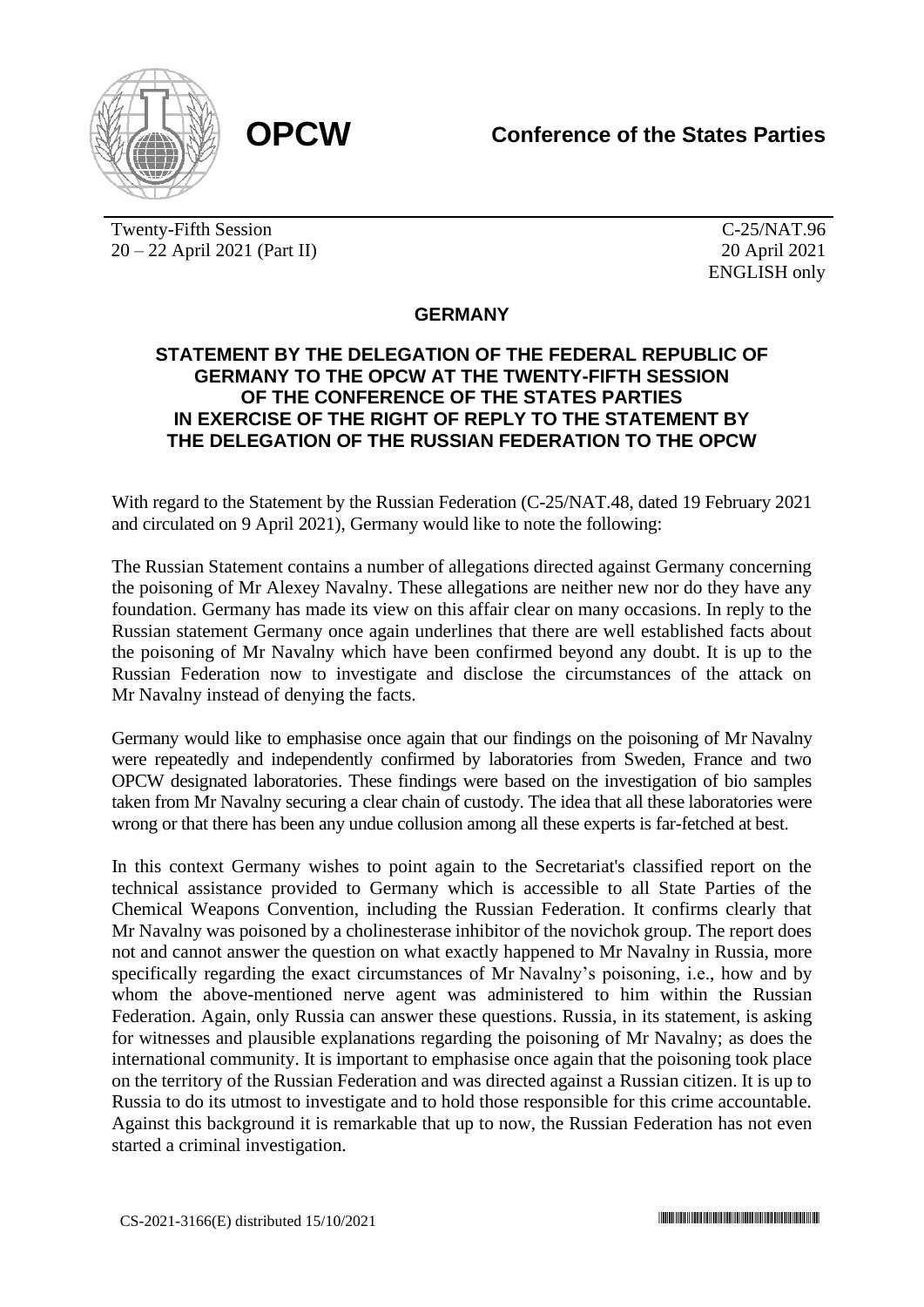**OPCW** **Conference of the States Parties**

Twenty-Fifth Session
20 – 22 April 2021 (Part II)

C-25/NAT.96
20 April 2021
ENGLISH only

## GERMANY

### STATEMENT BY THE DELEGATION OF THE FEDERAL REPUBLIC OF GERMANY TO THE OPCW AT THE TWENTY-FIFTH SESSION OF THE CONFERENCE OF THE STATES PARTIES IN EXERCISE OF THE RIGHT OF REPLY TO THE STATEMENT BY THE DELEGATION OF THE RUSSIAN FEDERATION TO THE OPCW

With regard to the Statement by the Russian Federation (C-25/NAT.48, dated 19 February 2021 and circulated on 9 April 2021), Germany would like to note the following:

The Russian Statement contains a number of allegations directed against Germany concerning the poisoning of Mr Alexey Navalny. These allegations are neither new nor do they have any foundation. Germany has made its view on this affair clear on many occasions. In reply to the Russian statement Germany once again underlines that there are well established facts about the poisoning of Mr Navalny which have been confirmed beyond any doubt. It is up to the Russian Federation now to investigate and disclose the circumstances of the attack on Mr Navalny instead of denying the facts.

Germany would like to emphasise once again that our findings on the poisoning of Mr Navalny were repeatedly and independently confirmed by laboratories from Sweden, France and two OPCW designated laboratories. These findings were based on the investigation of bio samples taken from Mr Navalny securing a clear chain of custody. The idea that all these laboratories were wrong or that there has been any undue collusion among all these experts is far-fetched at best.

In this context Germany wishes to point again to the Secretariat's classified report on the technical assistance provided to Germany which is accessible to all State Parties of the Chemical Weapons Convention, including the Russian Federation. It confirms clearly that Mr Navalny was poisoned by a cholinesterase inhibitor of the novichok group. The report does not and cannot answer the question on what exactly happened to Mr Navalny in Russia, more specifically regarding the exact circumstances of Mr Navalny's poisoning, i.e., how and by whom the above-mentioned nerve agent was administered to him within the Russian Federation. Again, only Russia can answer these questions. Russia, in its statement, is asking for witnesses and plausible explanations regarding the poisoning of Mr Navalny; as does the international community. It is important to emphasise once again that the poisoning took place on the territory of the Russian Federation and was directed against a Russian citizen. It is up to Russia to do its utmost to investigate and to hold those responsible for this crime accountable. Against this background it is remarkable that up to now, the Russian Federation has not even started a criminal investigation.

CS-2021-3166(E) distributed 15/10/2021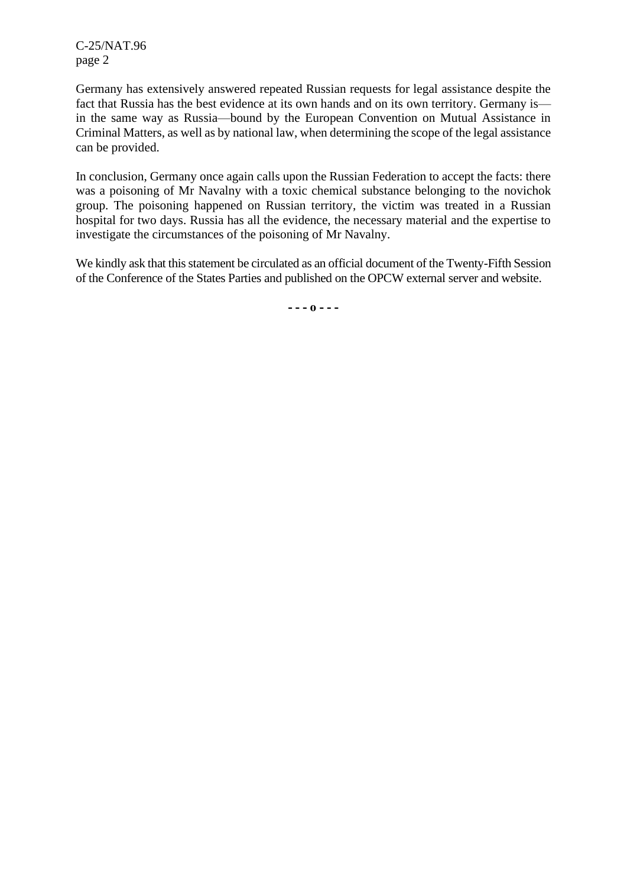Germany has extensively answered repeated Russian requests for legal assistance despite the fact that Russia has the best evidence at its own hands and on its own territory. Germany is—in the same way as Russia—bound by the European Convention on Mutual Assistance in Criminal Matters, as well as by national law, when determining the scope of the legal assistance can be provided.

In conclusion, Germany once again calls upon the Russian Federation to accept the facts: there was a poisoning of Mr Navalny with a toxic chemical substance belonging to the novichok group. The poisoning happened on Russian territory, the victim was treated in a Russian hospital for two days. Russia has all the evidence, the necessary material and the expertise to investigate the circumstances of the poisoning of Mr Navalny.

We kindly ask that this statement be circulated as an official document of the Twenty-Fifth Session of the Conference of the States Parties and published on the OPCW external server and website.

**- - - o - - -**